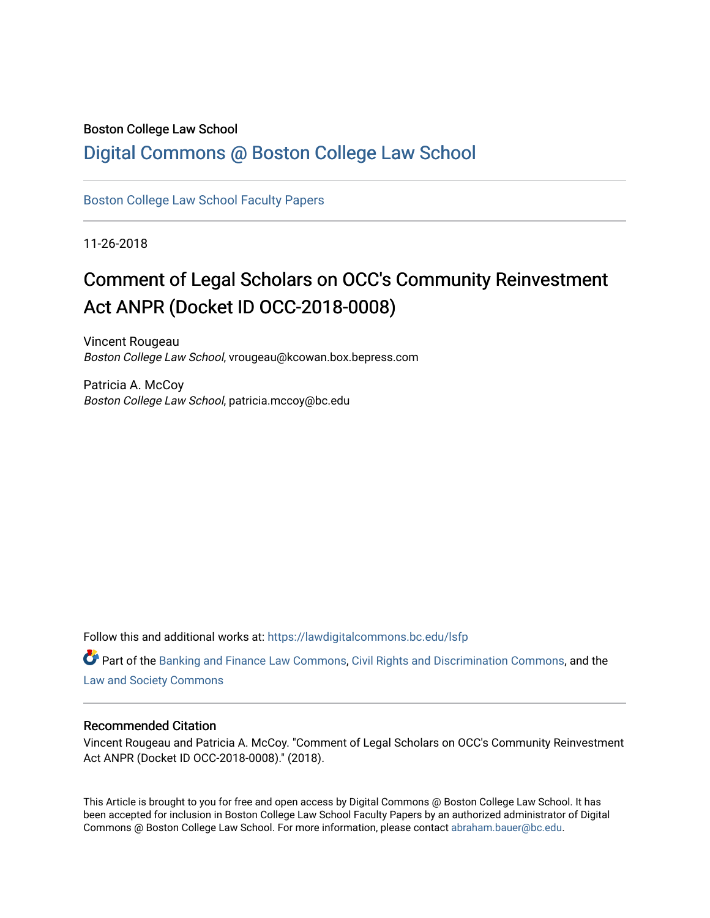Boston College Law School

# Digital Commons @ Boston College Law School

Boston College Law School Faculty Papers

11-26-2018

## Comment of Legal Scholars on OCC's Community Reinvestment Act ANPR (Docket ID OCC-2018-0008)

Vincent Rougeau
*Boston College Law School*, vrougeau@kcowan.box.bepress.com

Patricia A. McCoy
*Boston College Law School*, patricia.mccoy@bc.edu

Follow this and additional works at: https://lawdigitalcommons.bc.edu/lsfp

Part of the Banking and Finance Law Commons, Civil Rights and Discrimination Commons, and the Law and Society Commons

### Recommended Citation

Vincent Rougeau and Patricia A. McCoy. "Comment of Legal Scholars on OCC's Community Reinvestment Act ANPR (Docket ID OCC-2018-0008)." (2018).

This Article is brought to you for free and open access by Digital Commons @ Boston College Law School. It has been accepted for inclusion in Boston College Law School Faculty Papers by an authorized administrator of Digital Commons @ Boston College Law School. For more information, please contact abraham.bauer@bc.edu.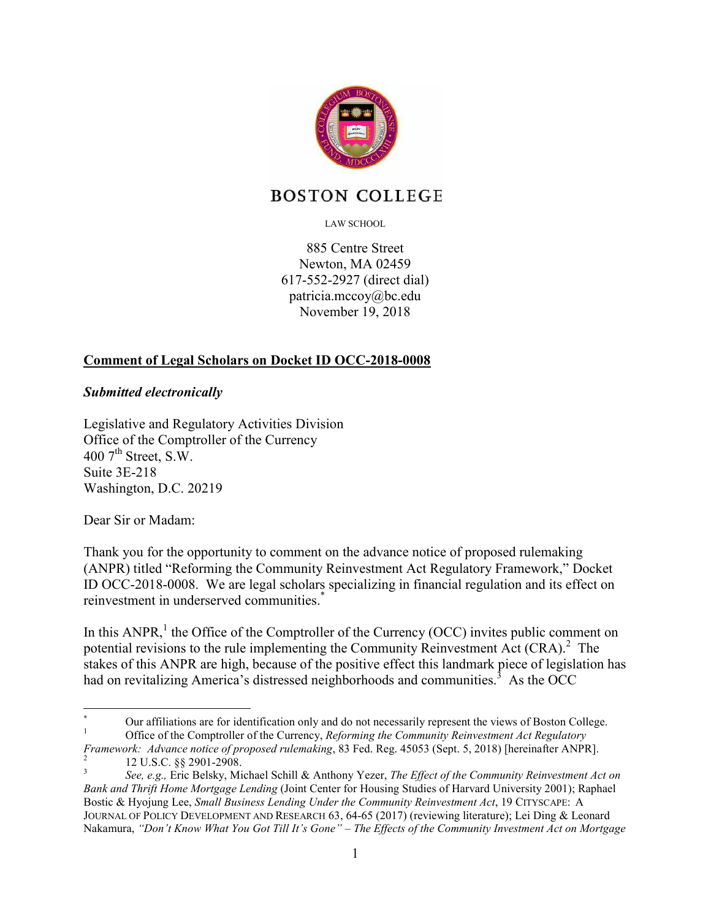BOSTON COLLEGE

LAW SCHOOL

885 Centre Street
Newton, MA 02459
617-552-2927 (direct dial)
patricia.mccoy@bc.edu
November 19, 2018

**Comment of Legal Scholars on Docket ID OCC-2018-0008**

***Submitted electronically***

Legislative and Regulatory Activities Division
Office of the Comptroller of the Currency
400 7th Street, S.W.
Suite 3E-218
Washington, D.C. 20219

Dear Sir or Madam:

Thank you for the opportunity to comment on the advance notice of proposed rulemaking (ANPR) titled "Reforming the Community Reinvestment Act Regulatory Framework," Docket ID OCC-2018-0008. We are legal scholars specializing in financial regulation and its effect on reinvestment in underserved communities.[*]

In this ANPR,[1] the Office of the Comptroller of the Currency (OCC) invites public comment on potential revisions to the rule implementing the Community Reinvestment Act (CRA).[2] The stakes of this ANPR are high, because of the positive effect this landmark piece of legislation has had on revitalizing America's distressed neighborhoods and communities.[3] As the OCC

---

[*] Our affiliations are for identification only and do not necessarily represent the views of Boston College.

[1] Office of the Comptroller of the Currency, *Reforming the Community Reinvestment Act Regulatory Framework: Advance notice of proposed rulemaking*, 83 Fed. Reg. 45053 (Sept. 5, 2018) [hereinafter ANPR].

[2] 12 U.S.C. §§ 2901-2908.

[3] *See, e.g.,* Eric Belsky, Michael Schill & Anthony Yezer, *The Effect of the Community Reinvestment Act on Bank and Thrift Home Mortgage Lending* (Joint Center for Housing Studies of Harvard University 2001); Raphael Bostic & Hyojung Lee, *Small Business Lending Under the Community Reinvestment Act*, 19 CITYSCAPE: A JOURNAL OF POLICY DEVELOPMENT AND RESEARCH 63, 64-65 (2017) (reviewing literature); Lei Ding & Leonard Nakamura, *"Don't Know What You Got Till It's Gone" – The Effects of the Community Investment Act on Mortgage*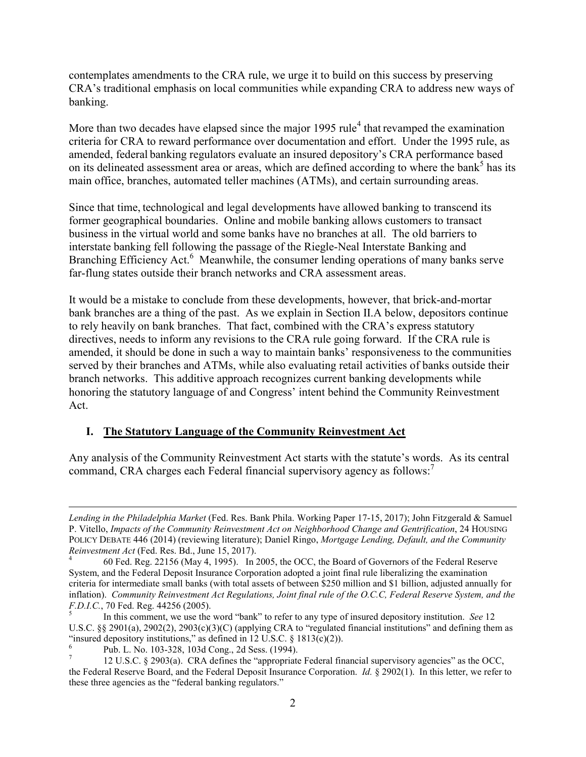contemplates amendments to the CRA rule, we urge it to build on this success by preserving CRA's traditional emphasis on local communities while expanding CRA to address new ways of banking.

More than two decades have elapsed since the major 1995 rule[4] that revamped the examination criteria for CRA to reward performance over documentation and effort. Under the 1995 rule, as amended, federal banking regulators evaluate an insured depository's CRA performance based on its delineated assessment area or areas, which are defined according to where the bank[5] has its main office, branches, automated teller machines (ATMs), and certain surrounding areas.

Since that time, technological and legal developments have allowed banking to transcend its former geographical boundaries. Online and mobile banking allows customers to transact business in the virtual world and some banks have no branches at all. The old barriers to interstate banking fell following the passage of the Riegle-Neal Interstate Banking and Branching Efficiency Act.[6] Meanwhile, the consumer lending operations of many banks serve far-flung states outside their branch networks and CRA assessment areas.

It would be a mistake to conclude from these developments, however, that brick-and-mortar bank branches are a thing of the past. As we explain in Section II.A below, depositors continue to rely heavily on bank branches. That fact, combined with the CRA's express statutory directives, needs to inform any revisions to the CRA rule going forward. If the CRA rule is amended, it should be done in such a way to maintain banks' responsiveness to the communities served by their branches and ATMs, while also evaluating retail activities of banks outside their branch networks. This additive approach recognizes current banking developments while honoring the statutory language of and Congress' intent behind the Community Reinvestment Act.

## I. The Statutory Language of the Community Reinvestment Act

Any analysis of the Community Reinvestment Act starts with the statute's words. As its central command, CRA charges each Federal financial supervisory agency as follows:[7]

---

*Lending in the Philadelphia Market* (Fed. Res. Bank Phila. Working Paper 17-15, 2017); John Fitzgerald & Samuel P. Vitello, *Impacts of the Community Reinvestment Act on Neighborhood Change and Gentrification*, 24 HOUSING POLICY DEBATE 446 (2014) (reviewing literature); Daniel Ringo, *Mortgage Lending, Default, and the Community Reinvestment Act* (Fed. Res. Bd., June 15, 2017).

[4] 60 Fed. Reg. 22156 (May 4, 1995). In 2005, the OCC, the Board of Governors of the Federal Reserve System, and the Federal Deposit Insurance Corporation adopted a joint final rule liberalizing the examination criteria for intermediate small banks (with total assets of between $250 million and $1 billion, adjusted annually for inflation). *Community Reinvestment Act Regulations, Joint final rule of the O.C.C, Federal Reserve System, and the F.D.I.C.*, 70 Fed. Reg. 44256 (2005).

[5] In this comment, we use the word "bank" to refer to any type of insured depository institution. *See* 12 U.S.C. §§ 2901(a), 2902(2), 2903(c)(3)(C) (applying CRA to "regulated financial institutions" and defining them as "insured depository institutions," as defined in 12 U.S.C. § 1813(c)(2)).

[6] Pub. L. No. 103-328, 103d Cong., 2d Sess. (1994).

[7] 12 U.S.C. § 2903(a). CRA defines the "appropriate Federal financial supervisory agencies" as the OCC, the Federal Reserve Board, and the Federal Deposit Insurance Corporation. *Id.* § 2902(1). In this letter, we refer to these three agencies as the "federal banking regulators."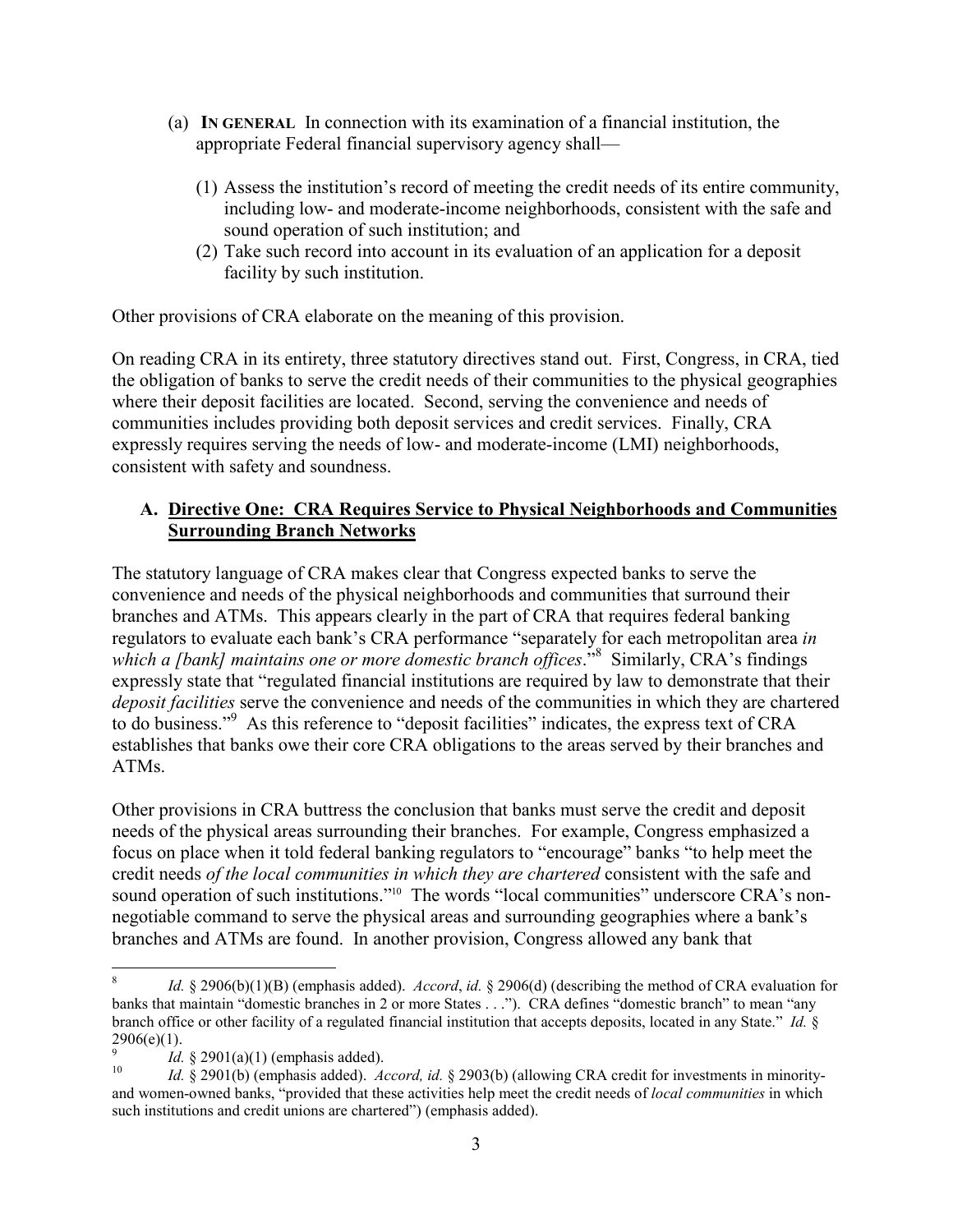(a) **IN GENERAL** In connection with its examination of a financial institution, the appropriate Federal financial supervisory agency shall—

(1) Assess the institution's record of meeting the credit needs of its entire community, including low- and moderate-income neighborhoods, consistent with the safe and sound operation of such institution; and

(2) Take such record into account in its evaluation of an application for a deposit facility by such institution.

Other provisions of CRA elaborate on the meaning of this provision.

On reading CRA in its entirety, three statutory directives stand out. First, Congress, in CRA, tied the obligation of banks to serve the credit needs of their communities to the physical geographies where their deposit facilities are located. Second, serving the convenience and needs of communities includes providing both deposit services and credit services. Finally, CRA expressly requires serving the needs of low- and moderate-income (LMI) neighborhoods, consistent with safety and soundness.

### A. Directive One: CRA Requires Service to Physical Neighborhoods and Communities Surrounding Branch Networks

The statutory language of CRA makes clear that Congress expected banks to serve the convenience and needs of the physical neighborhoods and communities that surround their branches and ATMs. This appears clearly in the part of CRA that requires federal banking regulators to evaluate each bank's CRA performance "separately for each metropolitan area *in which a [bank] maintains one or more domestic branch offices*."[8] Similarly, CRA's findings expressly state that "regulated financial institutions are required by law to demonstrate that their *deposit facilities* serve the convenience and needs of the communities in which they are chartered to do business."[9] As this reference to "deposit facilities" indicates, the express text of CRA establishes that banks owe their core CRA obligations to the areas served by their branches and ATMs.

Other provisions in CRA buttress the conclusion that banks must serve the credit and deposit needs of the physical areas surrounding their branches. For example, Congress emphasized a focus on place when it told federal banking regulators to "encourage" banks "to help meet the credit needs *of the local communities in which they are chartered* consistent with the safe and sound operation of such institutions."[10] The words "local communities" underscore CRA's non-negotiable command to serve the physical areas and surrounding geographies where a bank's branches and ATMs are found. In another provision, Congress allowed any bank that

---

[8] *Id.* § 2906(b)(1)(B) (emphasis added). *Accord*, *id.* § 2906(d) (describing the method of CRA evaluation for banks that maintain "domestic branches in 2 or more States . . ."). CRA defines "domestic branch" to mean "any branch office or other facility of a regulated financial institution that accepts deposits, located in any State." *Id.* § 2906(e)(1).

[9] *Id.* § 2901(a)(1) (emphasis added).

[10] *Id.* § 2901(b) (emphasis added). *Accord, id.* § 2903(b) (allowing CRA credit for investments in minority- and women-owned banks, "provided that these activities help meet the credit needs of *local communities* in which such institutions and credit unions are chartered") (emphasis added).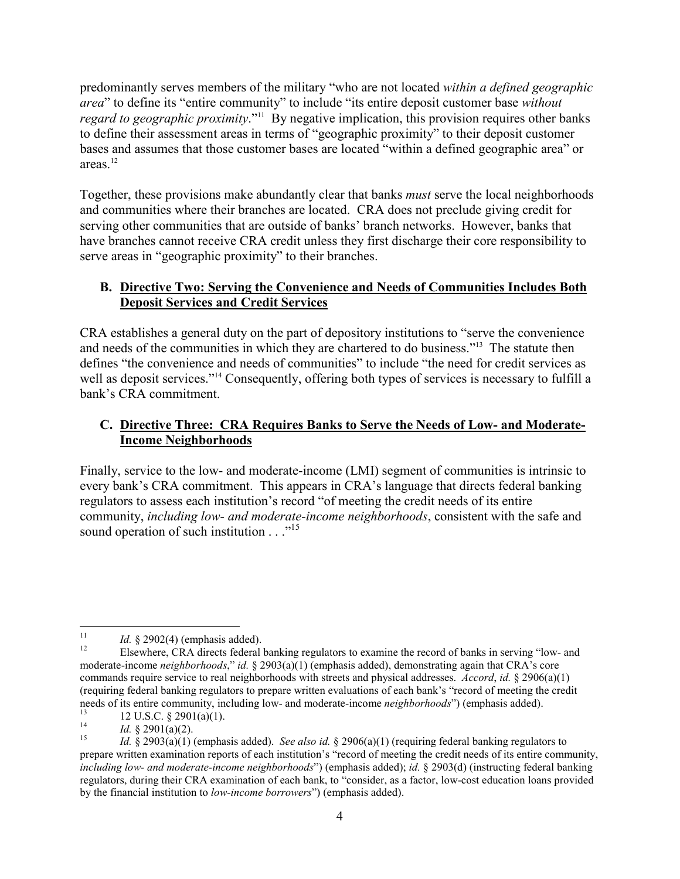predominantly serves members of the military "who are not located *within a defined geographic area*" to define its "entire community" to include "its entire deposit customer base *without regard to geographic proximity*."[11] By negative implication, this provision requires other banks to define their assessment areas in terms of "geographic proximity" to their deposit customer bases and assumes that those customer bases are located "within a defined geographic area" or areas.[12]

Together, these provisions make abundantly clear that banks *must* serve the local neighborhoods and communities where their branches are located. CRA does not preclude giving credit for serving other communities that are outside of banks' branch networks. However, banks that have branches cannot receive CRA credit unless they first discharge their core responsibility to serve areas in "geographic proximity" to their branches.

### B. Directive Two: Serving the Convenience and Needs of Communities Includes Both Deposit Services and Credit Services

CRA establishes a general duty on the part of depository institutions to "serve the convenience and needs of the communities in which they are chartered to do business."[13] The statute then defines "the convenience and needs of communities" to include "the need for credit services as well as deposit services."[14] Consequently, offering both types of services is necessary to fulfill a bank's CRA commitment.

### C. Directive Three: CRA Requires Banks to Serve the Needs of Low- and Moderate-Income Neighborhoods

Finally, service to the low- and moderate-income (LMI) segment of communities is intrinsic to every bank's CRA commitment. This appears in CRA's language that directs federal banking regulators to assess each institution's record "of meeting the credit needs of its entire community, *including low- and moderate-income neighborhoods*, consistent with the safe and sound operation of such institution . . ."[15]

---

[11] *Id.* § 2902(4) (emphasis added).

[12] Elsewhere, CRA directs federal banking regulators to examine the record of banks in serving "low- and moderate-income *neighborhoods*," *id.* § 2903(a)(1) (emphasis added), demonstrating again that CRA's core commands require service to real neighborhoods with streets and physical addresses. *Accord*, *id.* § 2906(a)(1) (requiring federal banking regulators to prepare written evaluations of each bank's "record of meeting the credit needs of its entire community, including low- and moderate-income *neighborhoods*") (emphasis added).

[13] 12 U.S.C. § 2901(a)(1).

[14] *Id.* § 2901(a)(2).

[15] *Id.* § 2903(a)(1) (emphasis added). *See also id.* § 2906(a)(1) (requiring federal banking regulators to prepare written examination reports of each institution's "record of meeting the credit needs of its entire community, *including low- and moderate-income neighborhoods*") (emphasis added); *id.* § 2903(d) (instructing federal banking regulators, during their CRA examination of each bank, to "consider, as a factor, low-cost education loans provided by the financial institution to *low-income borrowers*") (emphasis added).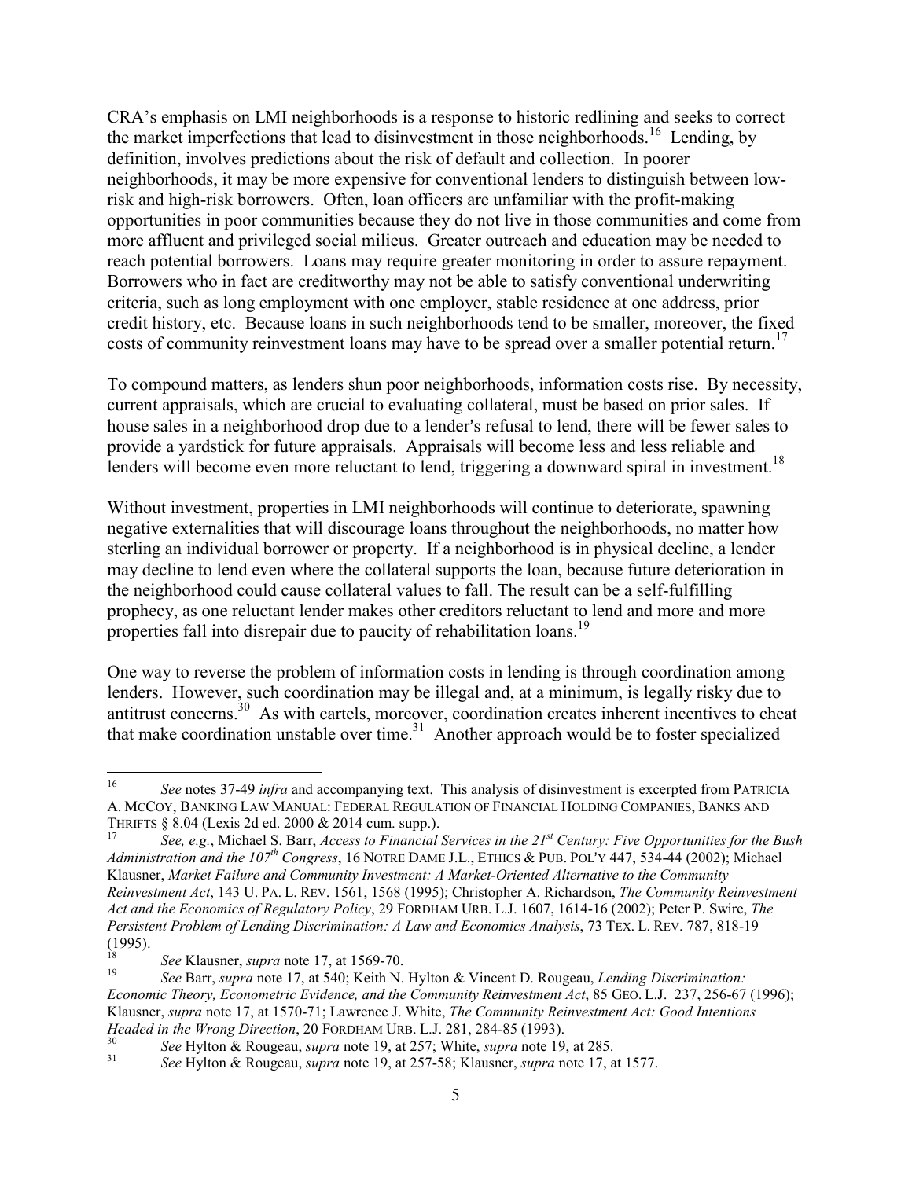CRA's emphasis on LMI neighborhoods is a response to historic redlining and seeks to correct the market imperfections that lead to disinvestment in those neighborhoods.[16] Lending, by definition, involves predictions about the risk of default and collection. In poorer neighborhoods, it may be more expensive for conventional lenders to distinguish between low-risk and high-risk borrowers. Often, loan officers are unfamiliar with the profit-making opportunities in poor communities because they do not live in those communities and come from more affluent and privileged social milieus. Greater outreach and education may be needed to reach potential borrowers. Loans may require greater monitoring in order to assure repayment. Borrowers who in fact are creditworthy may not be able to satisfy conventional underwriting criteria, such as long employment with one employer, stable residence at one address, prior credit history, etc. Because loans in such neighborhoods tend to be smaller, moreover, the fixed costs of community reinvestment loans may have to be spread over a smaller potential return.[17]

To compound matters, as lenders shun poor neighborhoods, information costs rise. By necessity, current appraisals, which are crucial to evaluating collateral, must be based on prior sales. If house sales in a neighborhood drop due to a lender's refusal to lend, there will be fewer sales to provide a yardstick for future appraisals. Appraisals will become less and less reliable and lenders will become even more reluctant to lend, triggering a downward spiral in investment.[18]

Without investment, properties in LMI neighborhoods will continue to deteriorate, spawning negative externalities that will discourage loans throughout the neighborhoods, no matter how sterling an individual borrower or property. If a neighborhood is in physical decline, a lender may decline to lend even where the collateral supports the loan, because future deterioration in the neighborhood could cause collateral values to fall. The result can be a self-fulfilling prophecy, as one reluctant lender makes other creditors reluctant to lend and more and more properties fall into disrepair due to paucity of rehabilitation loans.[19]

One way to reverse the problem of information costs in lending is through coordination among lenders. However, such coordination may be illegal and, at a minimum, is legally risky due to antitrust concerns.[30] As with cartels, moreover, coordination creates inherent incentives to cheat that make coordination unstable over time.[31] Another approach would be to foster specialized

---

[16] *See* notes 37-49 *infra* and accompanying text. This analysis of disinvestment is excerpted from PATRICIA A. MCCOY, BANKING LAW MANUAL: FEDERAL REGULATION OF FINANCIAL HOLDING COMPANIES, BANKS AND THRIFTS § 8.04 (Lexis 2d ed. 2000 & 2014 cum. supp.).

[17] *See, e.g.*, Michael S. Barr, *Access to Financial Services in the 21st Century: Five Opportunities for the Bush Administration and the 107th Congress*, 16 NOTRE DAME J.L., ETHICS & PUB. POL'Y 447, 534-44 (2002); Michael Klausner, *Market Failure and Community Investment: A Market-Oriented Alternative to the Community Reinvestment Act*, 143 U. PA. L. REV. 1561, 1568 (1995); Christopher A. Richardson, *The Community Reinvestment Act and the Economics of Regulatory Policy*, 29 FORDHAM URB. L.J. 1607, 1614-16 (2002); Peter P. Swire, *The Persistent Problem of Lending Discrimination: A Law and Economics Analysis*, 73 TEX. L. REV. 787, 818-19 (1995).

[18] *See* Klausner, *supra* note 17, at 1569-70.

[19] *See* Barr, *supra* note 17, at 540; Keith N. Hylton & Vincent D. Rougeau, *Lending Discrimination: Economic Theory, Econometric Evidence, and the Community Reinvestment Act*, 85 GEO. L.J. 237, 256-67 (1996); Klausner, *supra* note 17, at 1570-71; Lawrence J. White, *The Community Reinvestment Act: Good Intentions Headed in the Wrong Direction*, 20 FORDHAM URB. L.J. 281, 284-85 (1993).

[30] *See* Hylton & Rougeau, *supra* note 19, at 257; White, *supra* note 19, at 285.

[31] *See* Hylton & Rougeau, *supra* note 19, at 257-58; Klausner, *supra* note 17, at 1577.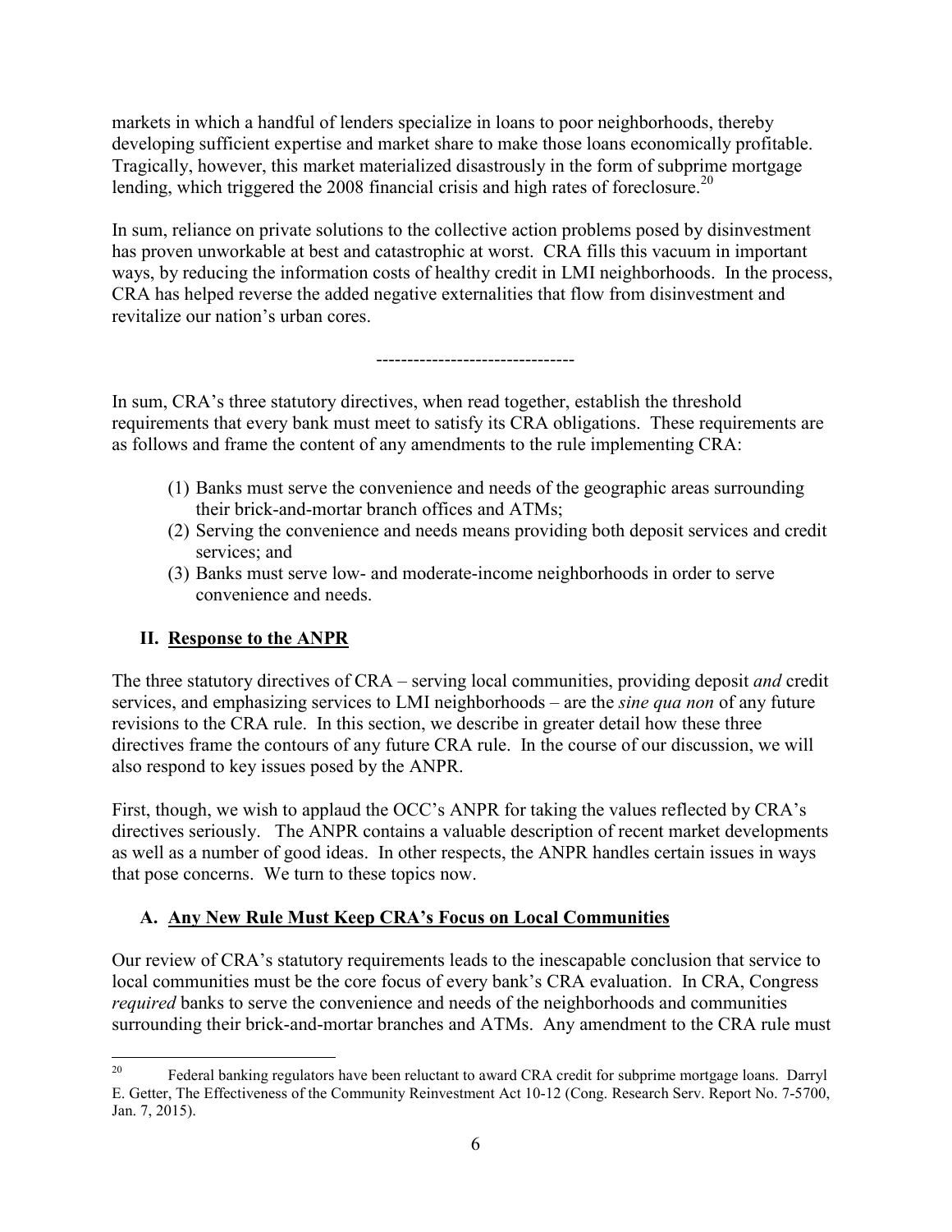markets in which a handful of lenders specialize in loans to poor neighborhoods, thereby developing sufficient expertise and market share to make those loans economically profitable. Tragically, however, this market materialized disastrously in the form of subprime mortgage lending, which triggered the 2008 financial crisis and high rates of foreclosure.[20]

In sum, reliance on private solutions to the collective action problems posed by disinvestment has proven unworkable at best and catastrophic at worst. CRA fills this vacuum in important ways, by reducing the information costs of healthy credit in LMI neighborhoods. In the process, CRA has helped reverse the added negative externalities that flow from disinvestment and revitalize our nation's urban cores.

--------------------------------

In sum, CRA's three statutory directives, when read together, establish the threshold requirements that every bank must meet to satisfy its CRA obligations. These requirements are as follows and frame the content of any amendments to the rule implementing CRA:

(1) Banks must serve the convenience and needs of the geographic areas surrounding their brick-and-mortar branch offices and ATMs;
(2) Serving the convenience and needs means providing both deposit services and credit services; and
(3) Banks must serve low- and moderate-income neighborhoods in order to serve convenience and needs.

## II. Response to the ANPR

The three statutory directives of CRA – serving local communities, providing deposit *and* credit services, and emphasizing services to LMI neighborhoods – are the *sine qua non* of any future revisions to the CRA rule. In this section, we describe in greater detail how these three directives frame the contours of any future CRA rule. In the course of our discussion, we will also respond to key issues posed by the ANPR.

First, though, we wish to applaud the OCC's ANPR for taking the values reflected by CRA's directives seriously. The ANPR contains a valuable description of recent market developments as well as a number of good ideas. In other respects, the ANPR handles certain issues in ways that pose concerns. We turn to these topics now.

### A. Any New Rule Must Keep CRA's Focus on Local Communities

Our review of CRA's statutory requirements leads to the inescapable conclusion that service to local communities must be the core focus of every bank's CRA evaluation. In CRA, Congress *required* banks to serve the convenience and needs of the neighborhoods and communities surrounding their brick-and-mortar branches and ATMs. Any amendment to the CRA rule must

---

[20] Federal banking regulators have been reluctant to award CRA credit for subprime mortgage loans. Darryl E. Getter, The Effectiveness of the Community Reinvestment Act 10-12 (Cong. Research Serv. Report No. 7-5700, Jan. 7, 2015).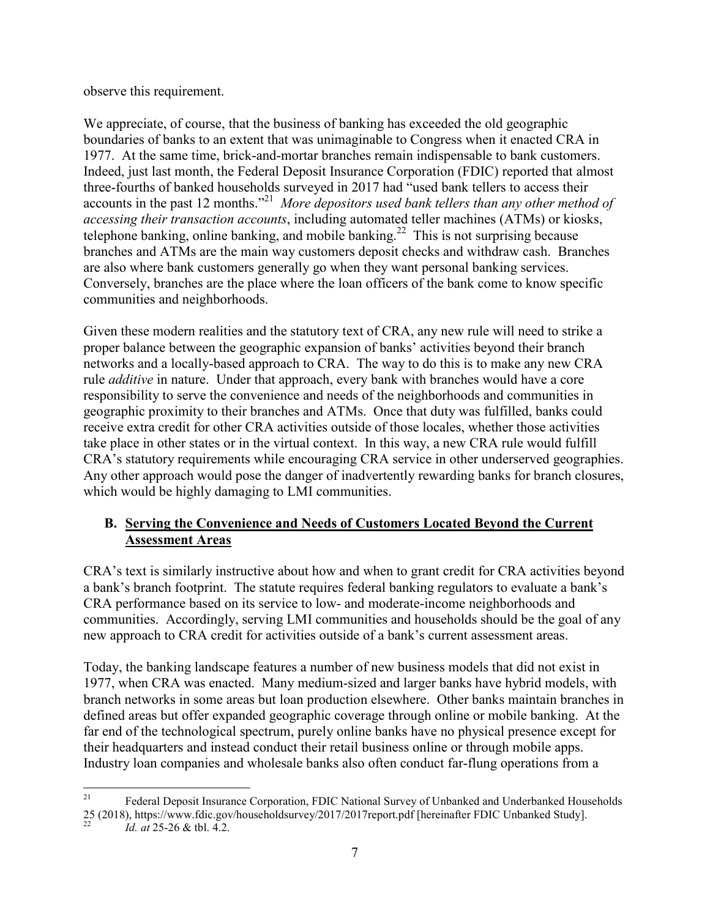observe this requirement.

We appreciate, of course, that the business of banking has exceeded the old geographic boundaries of banks to an extent that was unimaginable to Congress when it enacted CRA in 1977. At the same time, brick-and-mortar branches remain indispensable to bank customers. Indeed, just last month, the Federal Deposit Insurance Corporation (FDIC) reported that almost three-fourths of banked households surveyed in 2017 had "used bank tellers to access their accounts in the past 12 months."[21] *More depositors used bank tellers than any other method of accessing their transaction accounts*, including automated teller machines (ATMs) or kiosks, telephone banking, online banking, and mobile banking.[22] This is not surprising because branches and ATMs are the main way customers deposit checks and withdraw cash. Branches are also where bank customers generally go when they want personal banking services. Conversely, branches are the place where the loan officers of the bank come to know specific communities and neighborhoods.

Given these modern realities and the statutory text of CRA, any new rule will need to strike a proper balance between the geographic expansion of banks' activities beyond their branch networks and a locally-based approach to CRA. The way to do this is to make any new CRA rule *additive* in nature. Under that approach, every bank with branches would have a core responsibility to serve the convenience and needs of the neighborhoods and communities in geographic proximity to their branches and ATMs. Once that duty was fulfilled, banks could receive extra credit for other CRA activities outside of those locales, whether those activities take place in other states or in the virtual context. In this way, a new CRA rule would fulfill CRA's statutory requirements while encouraging CRA service in other underserved geographies. Any other approach would pose the danger of inadvertently rewarding banks for branch closures, which would be highly damaging to LMI communities.

### B. Serving the Convenience and Needs of Customers Located Beyond the Current Assessment Areas

CRA's text is similarly instructive about how and when to grant credit for CRA activities beyond a bank's branch footprint. The statute requires federal banking regulators to evaluate a bank's CRA performance based on its service to low- and moderate-income neighborhoods and communities. Accordingly, serving LMI communities and households should be the goal of any new approach to CRA credit for activities outside of a bank's current assessment areas.

Today, the banking landscape features a number of new business models that did not exist in 1977, when CRA was enacted. Many medium-sized and larger banks have hybrid models, with branch networks in some areas but loan production elsewhere. Other banks maintain branches in defined areas but offer expanded geographic coverage through online or mobile banking. At the far end of the technological spectrum, purely online banks have no physical presence except for their headquarters and instead conduct their retail business online or through mobile apps. Industry loan companies and wholesale banks also often conduct far-flung operations from a

---

[21] Federal Deposit Insurance Corporation, FDIC National Survey of Unbanked and Underbanked Households 25 (2018), https://www.fdic.gov/householdsurvey/2017/2017report.pdf [hereinafter FDIC Unbanked Study].

[22] *Id. at* 25-26 & tbl. 4.2.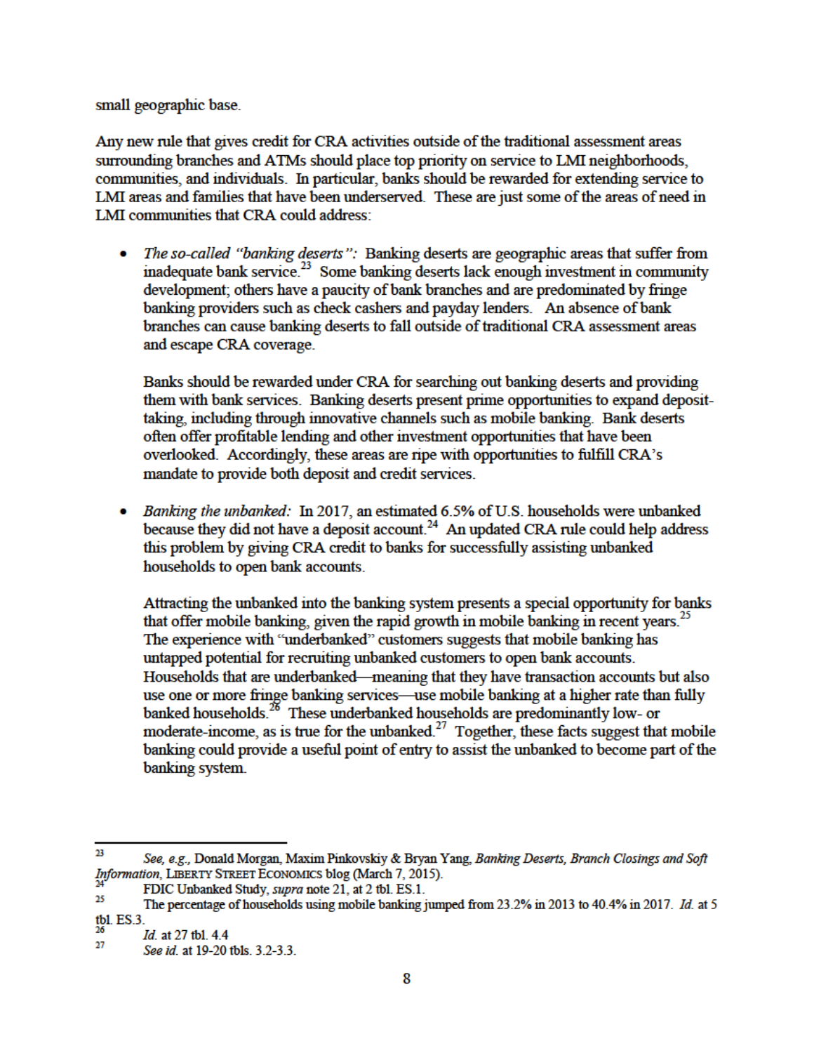small geographic base.

Any new rule that gives credit for CRA activities outside of the traditional assessment areas surrounding branches and ATMs should place top priority on service to LMI neighborhoods, communities, and individuals. In particular, banks should be rewarded for extending service to LMI areas and families that have been underserved. These are just some of the areas of need in LMI communities that CRA could address:

- *The so-called "banking deserts":* Banking deserts are geographic areas that suffer from inadequate bank service.[23] Some banking deserts lack enough investment in community development; others have a paucity of bank branches and are predominated by fringe banking providers such as check cashers and payday lenders. An absence of bank branches can cause banking deserts to fall outside of traditional CRA assessment areas and escape CRA coverage.

  Banks should be rewarded under CRA for searching out banking deserts and providing them with bank services. Banking deserts present prime opportunities to expand deposit-taking, including through innovative channels such as mobile banking. Bank deserts often offer profitable lending and other investment opportunities that have been overlooked. Accordingly, these areas are ripe with opportunities to fulfill CRA's mandate to provide both deposit and credit services.

- *Banking the unbanked:* In 2017, an estimated 6.5% of U.S. households were unbanked because they did not have a deposit account.[24] An updated CRA rule could help address this problem by giving CRA credit to banks for successfully assisting unbanked households to open bank accounts.

  Attracting the unbanked into the banking system presents a special opportunity for banks that offer mobile banking, given the rapid growth in mobile banking in recent years.[25] The experience with "underbanked" customers suggests that mobile banking has untapped potential for recruiting unbanked customers to open bank accounts. Households that are underbanked—meaning that they have transaction accounts but also use one or more fringe banking services—use mobile banking at a higher rate than fully banked households.[26] These underbanked households are predominantly low- or moderate-income, as is true for the unbanked.[27] Together, these facts suggest that mobile banking could provide a useful point of entry to assist the unbanked to become part of the banking system.

---

[23] *See, e.g.*, Donald Morgan, Maxim Pinkovskiy & Bryan Yang, *Banking Deserts, Branch Closings and Soft Information*, LIBERTY STREET ECONOMICS blog (March 7, 2015).

[24] FDIC Unbanked Study, *supra* note 21, at 2 tbl. ES.1.

[25] The percentage of households using mobile banking jumped from 23.2% in 2013 to 40.4% in 2017. *Id.* at 5 tbl. ES.3.

[26] *Id.* at 27 tbl. 4.4

[27] *See id.* at 19-20 tbls. 3.2-3.3.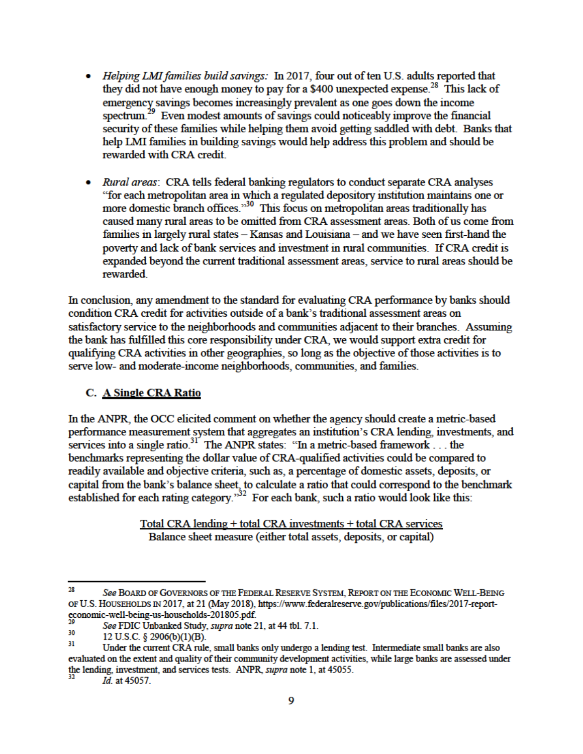- *Helping LMI families build savings:* In 2017, four out of ten U.S. adults reported that they did not have enough money to pay for a $400 unexpected expense.[28] This lack of emergency savings becomes increasingly prevalent as one goes down the income spectrum.[29] Even modest amounts of savings could noticeably improve the financial security of these families while helping them avoid getting saddled with debt. Banks that help LMI families in building savings would help address this problem and should be rewarded with CRA credit.

- *Rural areas*: CRA tells federal banking regulators to conduct separate CRA analyses "for each metropolitan area in which a regulated depository institution maintains one or more domestic branch offices."[30] This focus on metropolitan areas traditionally has caused many rural areas to be omitted from CRA assessment areas. Both of us come from families in largely rural states – Kansas and Louisiana – and we have seen first-hand the poverty and lack of bank services and investment in rural communities. If CRA credit is expanded beyond the current traditional assessment areas, service to rural areas should be rewarded.

In conclusion, any amendment to the standard for evaluating CRA performance by banks should condition CRA credit for activities outside of a bank's traditional assessment areas on satisfactory service to the neighborhoods and communities adjacent to their branches. Assuming the bank has fulfilled this core responsibility under CRA, we would support extra credit for qualifying CRA activities in other geographies, so long as the objective of those activities is to serve low- and moderate-income neighborhoods, communities, and families.

### C. A Single CRA Ratio

In the ANPR, the OCC elicited comment on whether the agency should create a metric-based performance measurement system that aggregates an institution's CRA lending, investments, and services into a single ratio.[31] The ANPR states: "In a metric-based framework . . . the benchmarks representing the dollar value of CRA-qualified activities could be compared to readily available and objective criteria, such as, a percentage of domestic assets, deposits, or capital from the bank's balance sheet, to calculate a ratio that could correspond to the benchmark established for each rating category."[32] For each bank, such a ratio would look like this:

$$\frac{\text{Total CRA lending + total CRA investments + total CRA services}}{\text{Balance sheet measure (either total assets, deposits, or capital)}}$$

---

[28] *See* Board of Governors of the Federal Reserve System, Report on the Economic Well-Being of U.S. Households in 2017, at 21 (May 2018), https://www.federalreserve.gov/publications/files/2017-report-economic-well-being-us-households-201805.pdf.

[29] *See* FDIC Unbanked Study, *supra* note 21, at 44 tbl. 7.1.

[30] 12 U.S.C. § 2906(b)(1)(B).

[31] Under the current CRA rule, small banks only undergo a lending test. Intermediate small banks are also evaluated on the extent and quality of their community development activities, while large banks are assessed under the lending, investment, and services tests. ANPR, *supra* note 1, at 45055.

[32] *Id.* at 45057.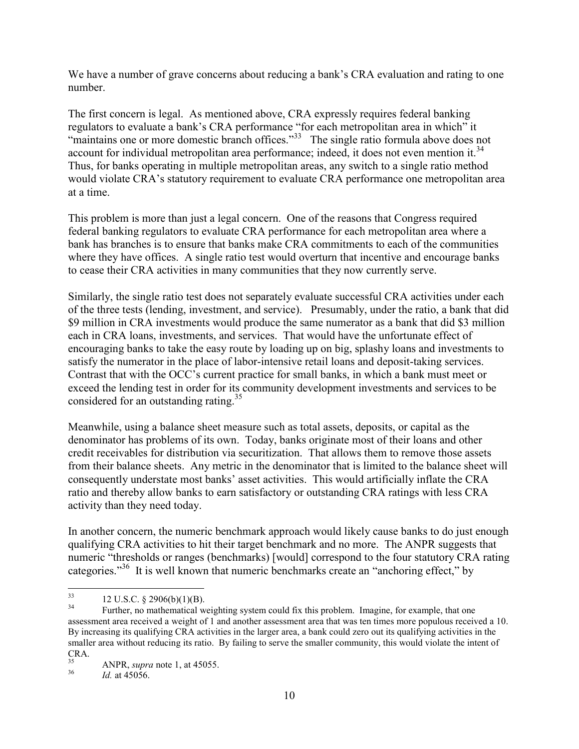We have a number of grave concerns about reducing a bank's CRA evaluation and rating to one number.

The first concern is legal. As mentioned above, CRA expressly requires federal banking regulators to evaluate a bank's CRA performance "for each metropolitan area in which" it "maintains one or more domestic branch offices."[33] The single ratio formula above does not account for individual metropolitan area performance; indeed, it does not even mention it.[34] Thus, for banks operating in multiple metropolitan areas, any switch to a single ratio method would violate CRA's statutory requirement to evaluate CRA performance one metropolitan area at a time.

This problem is more than just a legal concern. One of the reasons that Congress required federal banking regulators to evaluate CRA performance for each metropolitan area where a bank has branches is to ensure that banks make CRA commitments to each of the communities where they have offices. A single ratio test would overturn that incentive and encourage banks to cease their CRA activities in many communities that they now currently serve.

Similarly, the single ratio test does not separately evaluate successful CRA activities under each of the three tests (lending, investment, and service). Presumably, under the ratio, a bank that did \$9 million in CRA investments would produce the same numerator as a bank that did \$3 million each in CRA loans, investments, and services. That would have the unfortunate effect of encouraging banks to take the easy route by loading up on big, splashy loans and investments to satisfy the numerator in the place of labor-intensive retail loans and deposit-taking services. Contrast that with the OCC's current practice for small banks, in which a bank must meet or exceed the lending test in order for its community development investments and services to be considered for an outstanding rating.[35]

Meanwhile, using a balance sheet measure such as total assets, deposits, or capital as the denominator has problems of its own. Today, banks originate most of their loans and other credit receivables for distribution via securitization. That allows them to remove those assets from their balance sheets. Any metric in the denominator that is limited to the balance sheet will consequently understate most banks' asset activities. This would artificially inflate the CRA ratio and thereby allow banks to earn satisfactory or outstanding CRA ratings with less CRA activity than they need today.

In another concern, the numeric benchmark approach would likely cause banks to do just enough qualifying CRA activities to hit their target benchmark and no more. The ANPR suggests that numeric "thresholds or ranges (benchmarks) [would] correspond to the four statutory CRA rating categories."[36] It is well known that numeric benchmarks create an "anchoring effect," by

---

[33] 12 U.S.C. § 2906(b)(1)(B).

[34] Further, no mathematical weighting system could fix this problem. Imagine, for example, that one assessment area received a weight of 1 and another assessment area that was ten times more populous received a 10. By increasing its qualifying CRA activities in the larger area, a bank could zero out its qualifying activities in the smaller area without reducing its ratio. By failing to serve the smaller community, this would violate the intent of CRA.

[35] ANPR, *supra* note 1, at 45055.

[36] *Id.* at 45056.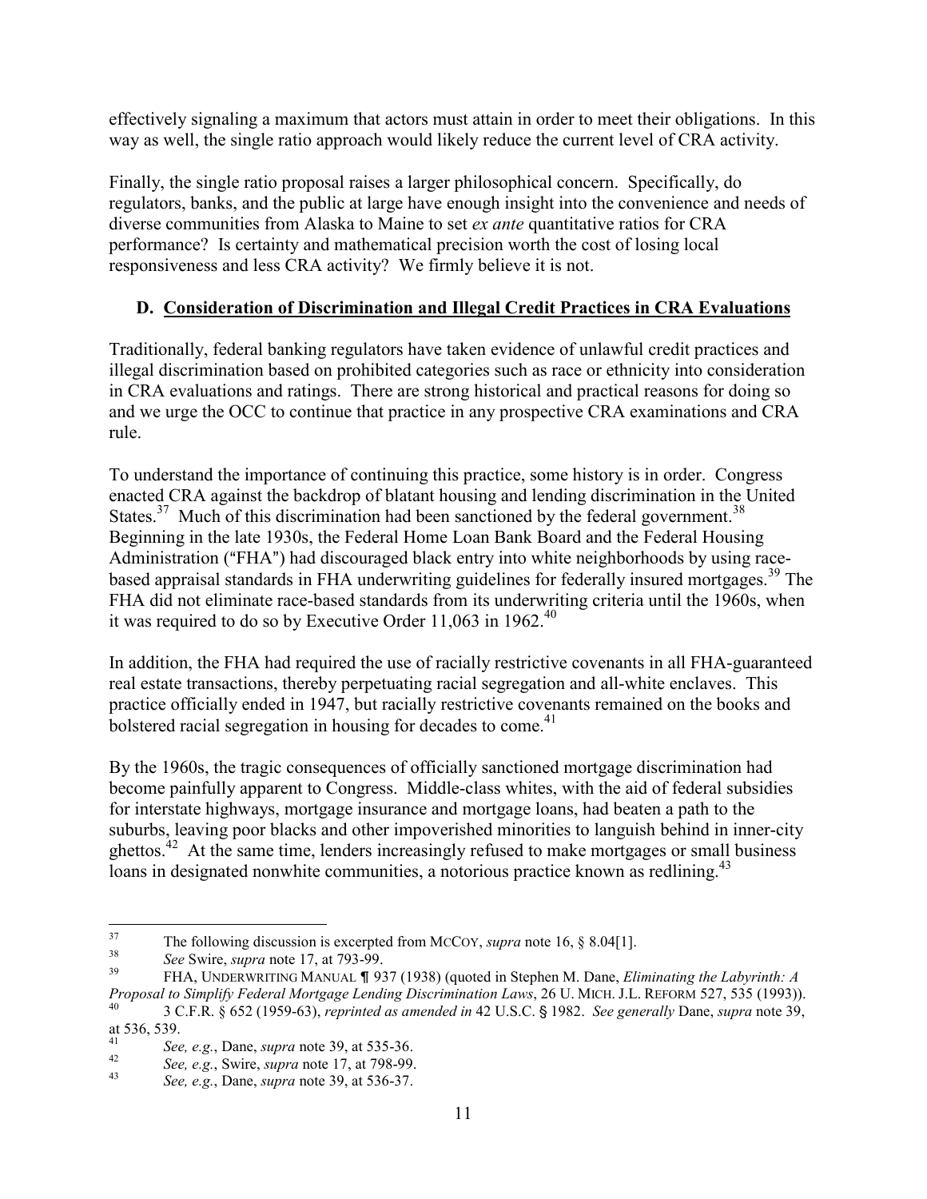effectively signaling a maximum that actors must attain in order to meet their obligations. In this way as well, the single ratio approach would likely reduce the current level of CRA activity.

Finally, the single ratio proposal raises a larger philosophical concern. Specifically, do regulators, banks, and the public at large have enough insight into the convenience and needs of diverse communities from Alaska to Maine to set *ex ante* quantitative ratios for CRA performance? Is certainty and mathematical precision worth the cost of losing local responsiveness and less CRA activity? We firmly believe it is not.

## D. Consideration of Discrimination and Illegal Credit Practices in CRA Evaluations

Traditionally, federal banking regulators have taken evidence of unlawful credit practices and illegal discrimination based on prohibited categories such as race or ethnicity into consideration in CRA evaluations and ratings. There are strong historical and practical reasons for doing so and we urge the OCC to continue that practice in any prospective CRA examinations and CRA rule.

To understand the importance of continuing this practice, some history is in order. Congress enacted CRA against the backdrop of blatant housing and lending discrimination in the United States.[37] Much of this discrimination had been sanctioned by the federal government.[38] Beginning in the late 1930s, the Federal Home Loan Bank Board and the Federal Housing Administration ("FHA") had discouraged black entry into white neighborhoods by using race-based appraisal standards in FHA underwriting guidelines for federally insured mortgages.[39] The FHA did not eliminate race-based standards from its underwriting criteria until the 1960s, when it was required to do so by Executive Order 11,063 in 1962.[40]

In addition, the FHA had required the use of racially restrictive covenants in all FHA-guaranteed real estate transactions, thereby perpetuating racial segregation and all-white enclaves. This practice officially ended in 1947, but racially restrictive covenants remained on the books and bolstered racial segregation in housing for decades to come.[41]

By the 1960s, the tragic consequences of officially sanctioned mortgage discrimination had become painfully apparent to Congress. Middle-class whites, with the aid of federal subsidies for interstate highways, mortgage insurance and mortgage loans, had beaten a path to the suburbs, leaving poor blacks and other impoverished minorities to languish behind in inner-city ghettos.[42] At the same time, lenders increasingly refused to make mortgages or small business loans in designated nonwhite communities, a notorious practice known as redlining.[43]

---

[37] The following discussion is excerpted from MCCOY, *supra* note 16, § 8.04[1].

[38] *See* Swire, *supra* note 17, at 793-99.

[39] FHA, UNDERWRITING MANUAL ¶ 937 (1938) (quoted in Stephen M. Dane, *Eliminating the Labyrinth: A Proposal to Simplify Federal Mortgage Lending Discrimination Laws*, 26 U. MICH. J.L. REFORM 527, 535 (1993)).

[40] 3 C.F.R. § 652 (1959-63), *reprinted as amended in* 42 U.S.C. § 1982. *See generally* Dane, *supra* note 39, at 536, 539.

[41] *See, e.g.*, Dane, *supra* note 39, at 535-36.

[42] *See, e.g.*, Swire, *supra* note 17, at 798-99.

[43] *See, e.g.*, Dane, *supra* note 39, at 536-37.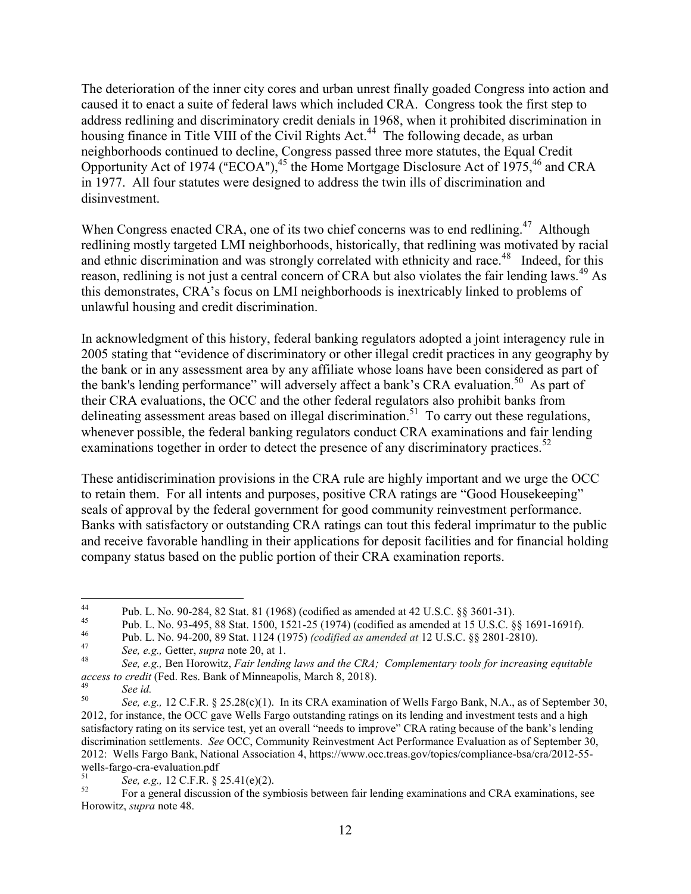The deterioration of the inner city cores and urban unrest finally goaded Congress into action and caused it to enact a suite of federal laws which included CRA. Congress took the first step to address redlining and discriminatory credit denials in 1968, when it prohibited discrimination in housing finance in Title VIII of the Civil Rights Act.[44] The following decade, as urban neighborhoods continued to decline, Congress passed three more statutes, the Equal Credit Opportunity Act of 1974 ("ECOA"),[45] the Home Mortgage Disclosure Act of 1975,[46] and CRA in 1977. All four statutes were designed to address the twin ills of discrimination and disinvestment.

When Congress enacted CRA, one of its two chief concerns was to end redlining.[47] Although redlining mostly targeted LMI neighborhoods, historically, that redlining was motivated by racial and ethnic discrimination and was strongly correlated with ethnicity and race.[48] Indeed, for this reason, redlining is not just a central concern of CRA but also violates the fair lending laws.[49] As this demonstrates, CRA's focus on LMI neighborhoods is inextricably linked to problems of unlawful housing and credit discrimination.

In acknowledgment of this history, federal banking regulators adopted a joint interagency rule in 2005 stating that "evidence of discriminatory or other illegal credit practices in any geography by the bank or in any assessment area by any affiliate whose loans have been considered as part of the bank's lending performance" will adversely affect a bank's CRA evaluation.[50] As part of their CRA evaluations, the OCC and the other federal regulators also prohibit banks from delineating assessment areas based on illegal discrimination.[51] To carry out these regulations, whenever possible, the federal banking regulators conduct CRA examinations and fair lending examinations together in order to detect the presence of any discriminatory practices.[52]

These antidiscrimination provisions in the CRA rule are highly important and we urge the OCC to retain them. For all intents and purposes, positive CRA ratings are "Good Housekeeping" seals of approval by the federal government for good community reinvestment performance. Banks with satisfactory or outstanding CRA ratings can tout this federal imprimatur to the public and receive favorable handling in their applications for deposit facilities and for financial holding company status based on the public portion of their CRA examination reports.

---

[44] Pub. L. No. 90-284, 82 Stat. 81 (1968) (codified as amended at 42 U.S.C. §§ 3601-31).

[45] Pub. L. No. 93-495, 88 Stat. 1500, 1521-25 (1974) (codified as amended at 15 U.S.C. §§ 1691-1691f).

[46] Pub. L. No. 94-200, 89 Stat. 1124 (1975) *(codified as amended at* 12 U.S.C. §§ 2801-2810).

[47] *See, e.g.,* Getter, *supra* note 20, at 1.

[48] *See, e.g.,* Ben Horowitz, *Fair lending laws and the CRA; Complementary tools for increasing equitable access to credit* (Fed. Res. Bank of Minneapolis, March 8, 2018).

[49] *See id.*

[50] *See, e.g.,* 12 C.F.R. § 25.28(c)(1). In its CRA examination of Wells Fargo Bank, N.A., as of September 30, 2012, for instance, the OCC gave Wells Fargo outstanding ratings on its lending and investment tests and a high satisfactory rating on its service test, yet an overall "needs to improve" CRA rating because of the bank's lending discrimination settlements. *See* OCC, Community Reinvestment Act Performance Evaluation as of September 30, 2012: Wells Fargo Bank, National Association 4, https://www.occ.treas.gov/topics/compliance-bsa/cra/2012-55-wells-fargo-cra-evaluation.pdf

[51] *See, e.g.,* 12 C.F.R. § 25.41(e)(2).

[52] For a general discussion of the symbiosis between fair lending examinations and CRA examinations, see Horowitz, *supra* note 48.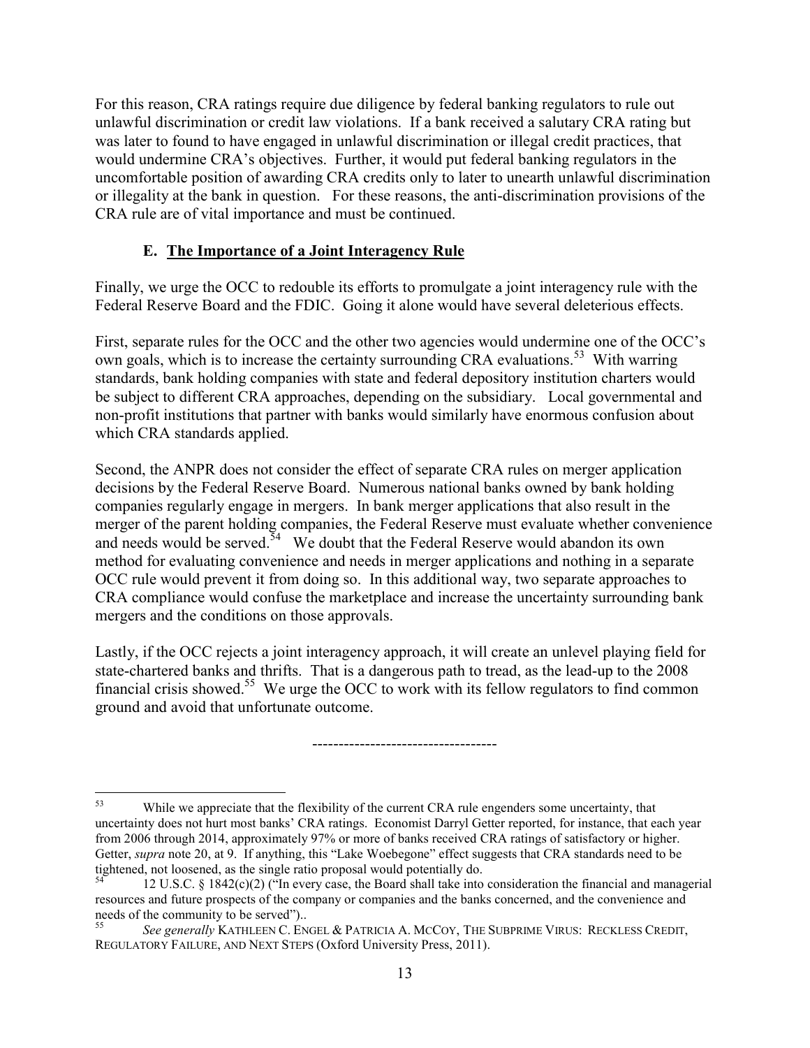For this reason, CRA ratings require due diligence by federal banking regulators to rule out unlawful discrimination or credit law violations. If a bank received a salutary CRA rating but was later to found to have engaged in unlawful discrimination or illegal credit practices, that would undermine CRA's objectives. Further, it would put federal banking regulators in the uncomfortable position of awarding CRA credits only to later to unearth unlawful discrimination or illegality at the bank in question. For these reasons, the anti-discrimination provisions of the CRA rule are of vital importance and must be continued.

### E. The Importance of a Joint Interagency Rule

Finally, we urge the OCC to redouble its efforts to promulgate a joint interagency rule with the Federal Reserve Board and the FDIC. Going it alone would have several deleterious effects.

First, separate rules for the OCC and the other two agencies would undermine one of the OCC's own goals, which is to increase the certainty surrounding CRA evaluations.[53] With warring standards, bank holding companies with state and federal depository institution charters would be subject to different CRA approaches, depending on the subsidiary. Local governmental and non-profit institutions that partner with banks would similarly have enormous confusion about which CRA standards applied.

Second, the ANPR does not consider the effect of separate CRA rules on merger application decisions by the Federal Reserve Board. Numerous national banks owned by bank holding companies regularly engage in mergers. In bank merger applications that also result in the merger of the parent holding companies, the Federal Reserve must evaluate whether convenience and needs would be served.[54] We doubt that the Federal Reserve would abandon its own method for evaluating convenience and needs in merger applications and nothing in a separate OCC rule would prevent it from doing so. In this additional way, two separate approaches to CRA compliance would confuse the marketplace and increase the uncertainty surrounding bank mergers and the conditions on those approvals.

Lastly, if the OCC rejects a joint interagency approach, it will create an unlevel playing field for state-chartered banks and thrifts. That is a dangerous path to tread, as the lead-up to the 2008 financial crisis showed.[55] We urge the OCC to work with its fellow regulators to find common ground and avoid that unfortunate outcome.

----------------------------------

[53] While we appreciate that the flexibility of the current CRA rule engenders some uncertainty, that uncertainty does not hurt most banks' CRA ratings. Economist Darryl Getter reported, for instance, that each year from 2006 through 2014, approximately 97% or more of banks received CRA ratings of satisfactory or higher. Getter, *supra* note 20, at 9. If anything, this "Lake Woebegone" effect suggests that CRA standards need to be tightened, not loosened, as the single ratio proposal would potentially do.

[54] 12 U.S.C. § 1842(c)(2) ("In every case, the Board shall take into consideration the financial and managerial resources and future prospects of the company or companies and the banks concerned, and the convenience and needs of the community to be served")..

[55] *See generally* KATHLEEN C. ENGEL & PATRICIA A. MCCOY, THE SUBPRIME VIRUS: RECKLESS CREDIT, REGULATORY FAILURE, AND NEXT STEPS (Oxford University Press, 2011).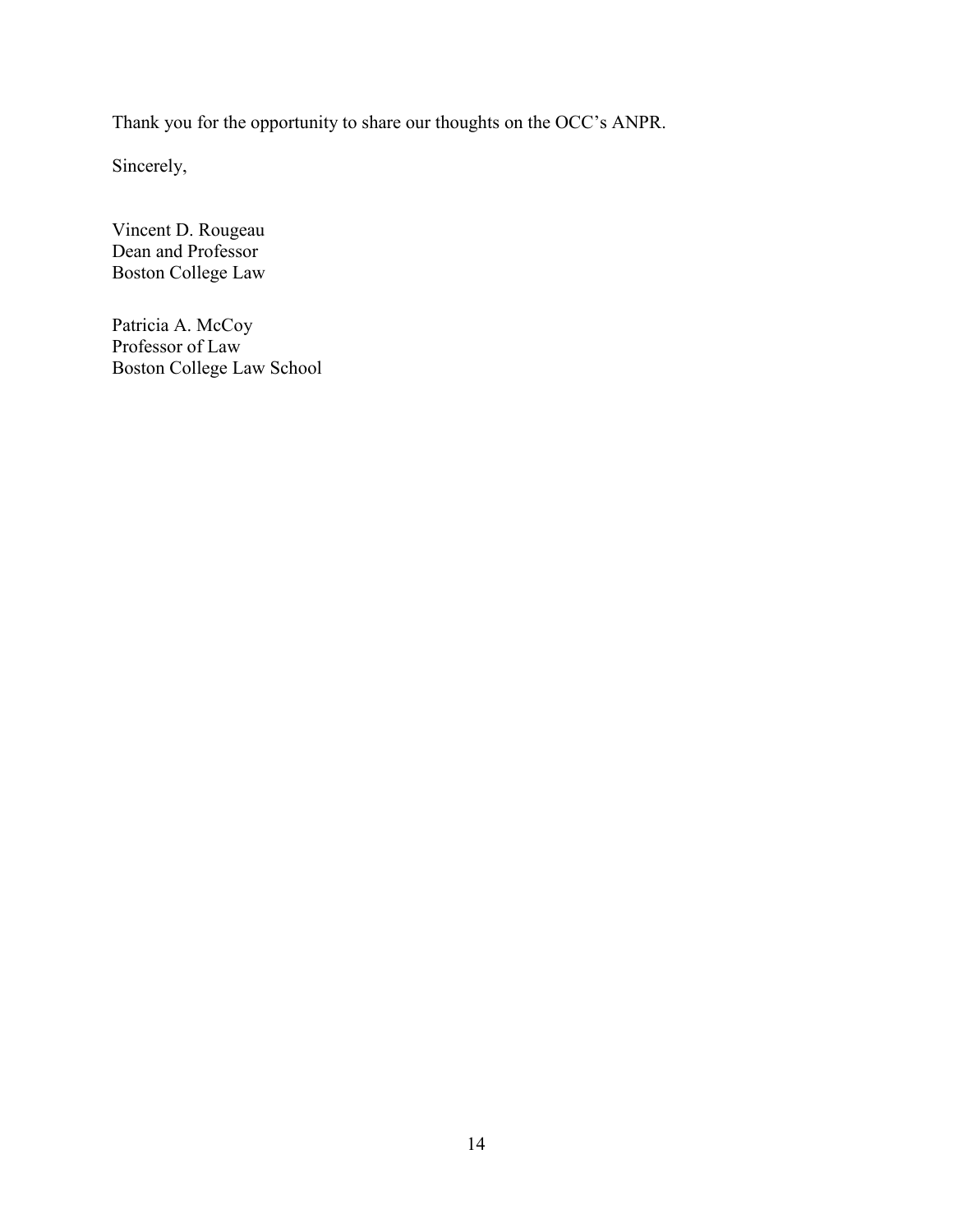Thank you for the opportunity to share our thoughts on the OCC's ANPR.

Sincerely,

Vincent D. Rougeau  
Dean and Professor  
Boston College Law

Patricia A. McCoy  
Professor of Law  
Boston College Law School